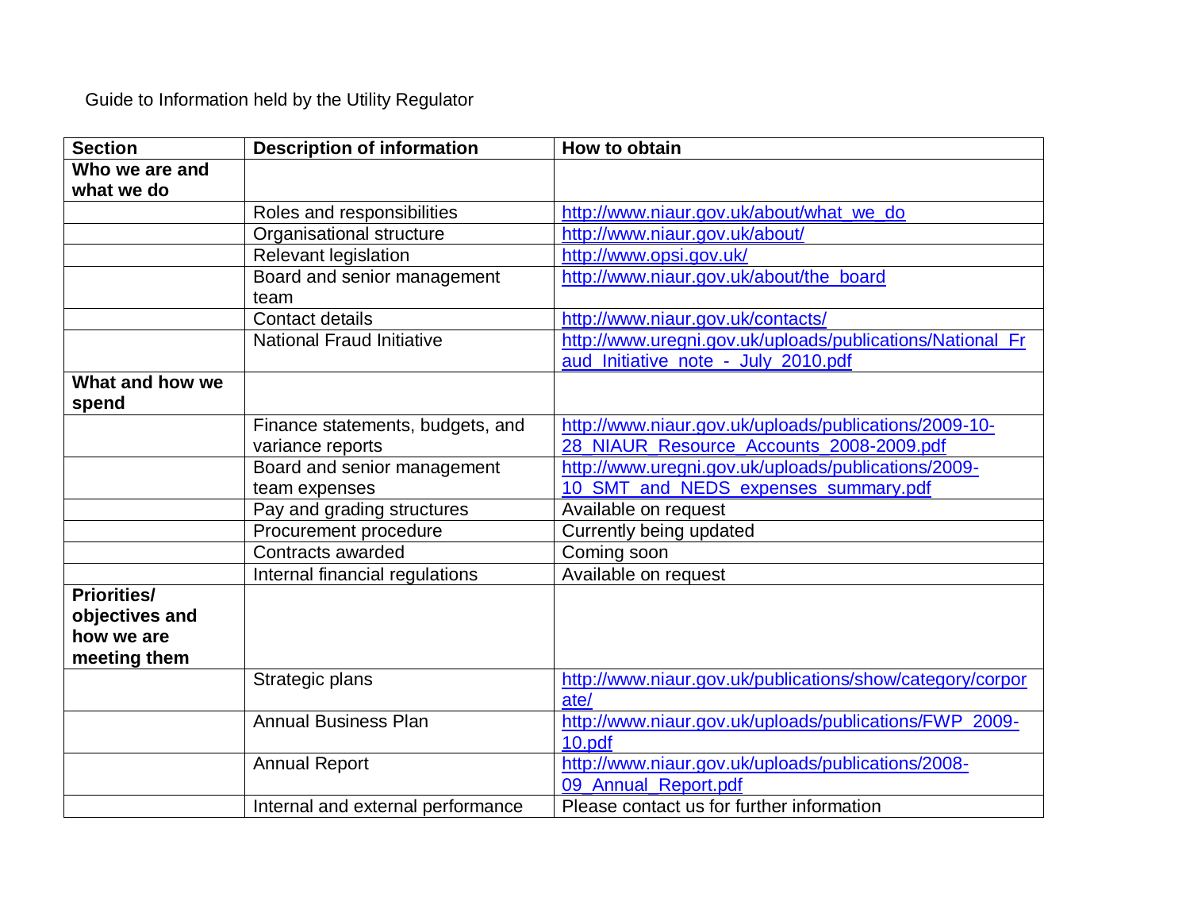Guide to Information held by the Utility Regulator

| Section | Description of information | How to obtain |
|---|---|---|
| **Who we are and what we do** | | |
| | Roles and responsibilities | http://www.niaur.gov.uk/about/what_we_do |
| | Organisational structure | http://www.niaur.gov.uk/about/ |
| | Relevant legislation | http://www.opsi.gov.uk/ |
| | Board and senior management team | http://www.niaur.gov.uk/about/the_board |
| | Contact details | http://www.niaur.gov.uk/contacts/ |
| | National Fraud Initiative | http://www.uregni.gov.uk/uploads/publications/National_Fraud_Initiative_note_-_July_2010.pdf |
| **What and how we spend** | | |
| | Finance statements, budgets, and variance reports | http://www.niaur.gov.uk/uploads/publications/2009-10-28_NIAUR_Resource_Accounts_2008-2009.pdf |
| | Board and senior management team expenses | http://www.uregni.gov.uk/uploads/publications/2009-10_SMT_and_NEDS_expenses_summary.pdf |
| | Pay and grading structures | Available on request |
| | Procurement procedure | Currently being updated |
| | Contracts awarded | Coming soon |
| | Internal financial regulations | Available on request |
| **Priorities/ objectives and how we are meeting them** | | |
| | Strategic plans | http://www.niaur.gov.uk/publications/show/category/corporate/ |
| | Annual Business Plan | http://www.niaur.gov.uk/uploads/publications/FWP_2009-10.pdf |
| | Annual Report | http://www.niaur.gov.uk/uploads/publications/2008-09_Annual_Report.pdf |
| | Internal and external performance | Please contact us for further information |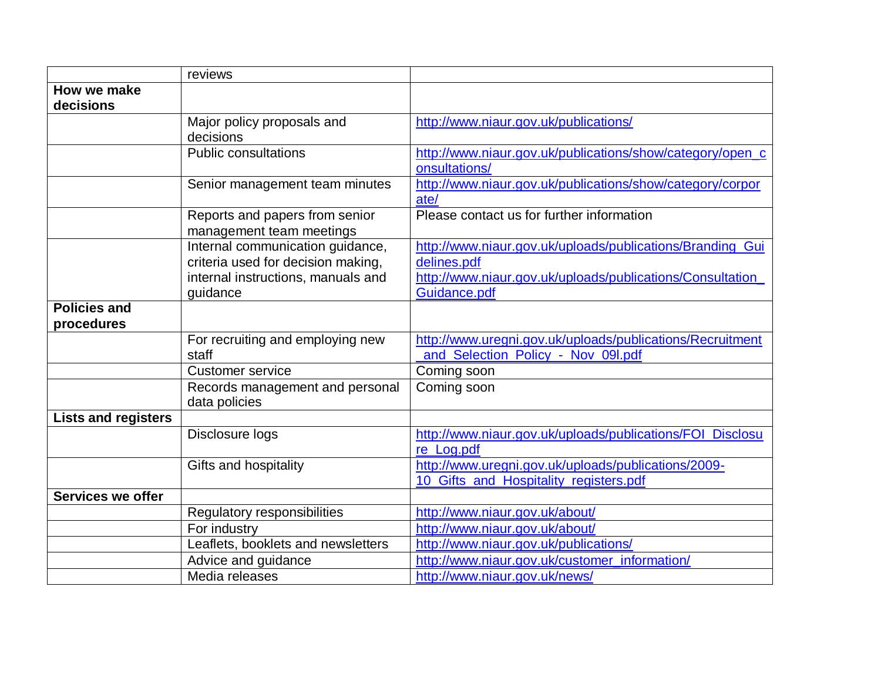| | | |
|---|---|---|
| | reviews | |
| **How we make decisions** | | |
| | Major policy proposals and decisions | http://www.niaur.gov.uk/publications/ |
| | Public consultations | http://www.niaur.gov.uk/publications/show/category/open_consultations/ |
| | Senior management team minutes | http://www.niaur.gov.uk/publications/show/category/corporate/ |
| | Reports and papers from senior management team meetings | Please contact us for further information |
| | Internal communication guidance, criteria used for decision making, internal instructions, manuals and guidance | http://www.niaur.gov.uk/uploads/publications/Branding_Guidelines.pdf http://www.niaur.gov.uk/uploads/publications/Consultation_Guidance.pdf |
| **Policies and procedures** | | |
| | For recruiting and employing new staff | http://www.uregni.gov.uk/uploads/publications/Recruitment_and_Selection_Policy_-_Nov_09l.pdf |
| | Customer service | Coming soon |
| | Records management and personal data policies | Coming soon |
| **Lists and registers** | | |
| | Disclosure logs | http://www.niaur.gov.uk/uploads/publications/FOI_Disclosure_Log.pdf |
| | Gifts and hospitality | http://www.uregni.gov.uk/uploads/publications/2009-10_Gifts_and_Hospitality_registers.pdf |
| **Services we offer** | | |
| | Regulatory responsibilities | http://www.niaur.gov.uk/about/ |
| | For industry | http://www.niaur.gov.uk/about/ |
| | Leaflets, booklets and newsletters | http://www.niaur.gov.uk/publications/ |
| | Advice and guidance | http://www.niaur.gov.uk/customer_information/ |
| | Media releases | http://www.niaur.gov.uk/news/ |